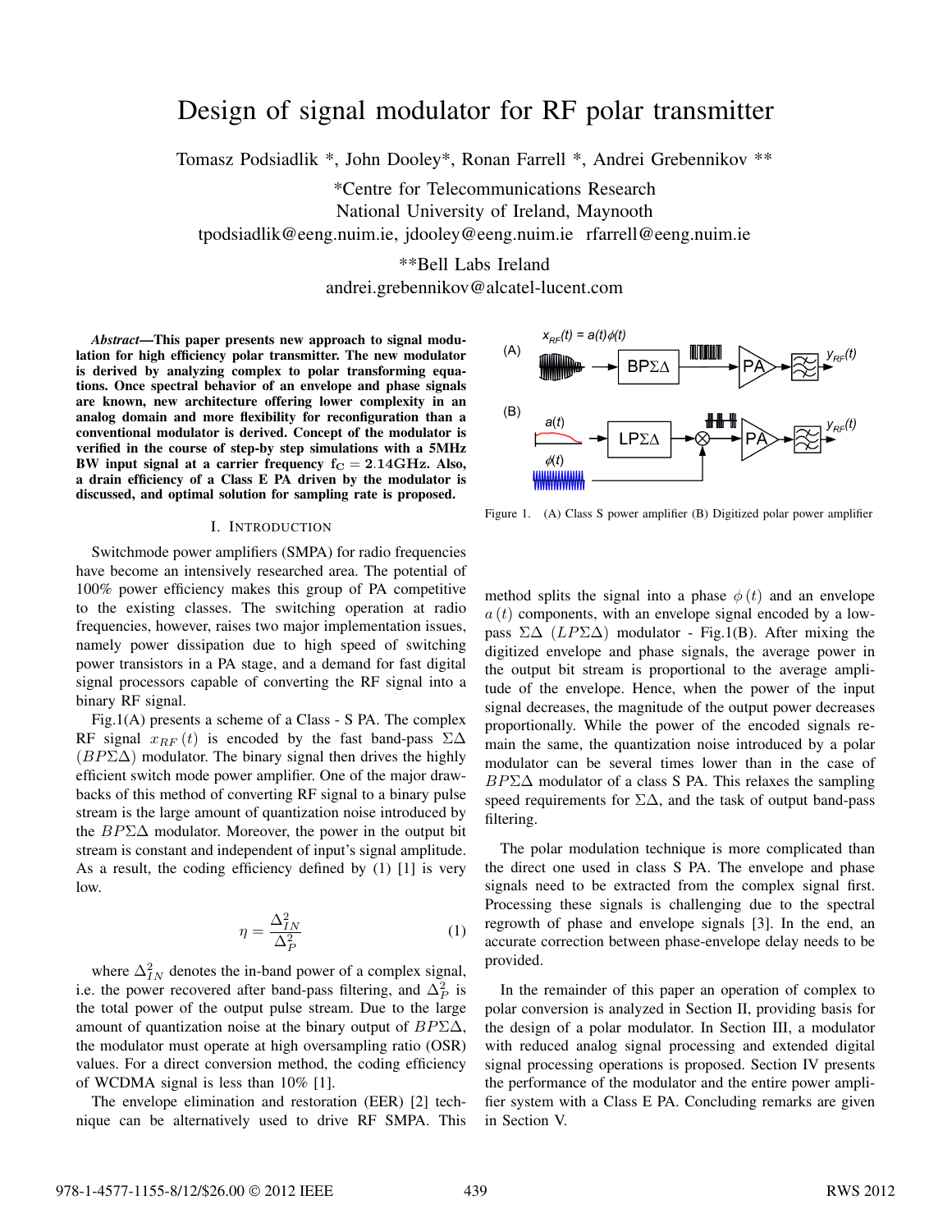# Design of signal modulator for RF polar transmitter

Tomasz Podsiadlik *, John Dooley*, Ronan Farrell *, Andrei Grebennikov **

*Centre for Telecommunications Research
National University of Ireland, Maynooth
tpodsiadlik@eeng.nuim.ie, jdooley@eeng.nuim.ie rfarrell@eeng.nuim.ie

**Bell Labs Ireland
andrei.grebennikov@alcatel-lucent.com

***Abstract*—This paper presents new approach to signal modulation for high efficiency polar transmitter. The new modulator is derived by analyzing complex to polar transforming equations. Once spectral behavior of an envelope and phase signals are known, new architecture offering lower complexity in an analog domain and more flexibility for reconfiguration than a conventional modulator is derived. Concept of the modulator is verified in the course of step-by step simulations with a 5MHz BW input signal at a carrier frequency $f_C = 2.14$GHz. Also, a drain efficiency of a Class E PA driven by the modulator is discussed, and optimal solution for sampling rate is proposed.**

## I. Introduction

Switchmode power amplifiers (SMPA) for radio frequencies have become an intensively researched area. The potential of 100% power efficiency makes this group of PA competitive to the existing classes. The switching operation at radio frequencies, however, raises two major implementation issues, namely power dissipation due to high speed of switching power transistors in a PA stage, and a demand for fast digital signal processors capable of converting the RF signal into a binary RF signal.

Fig.1(A) presents a scheme of a Class - S PA. The complex RF signal $x_{RF}(t)$ is encoded by the fast band-pass $\Sigma\Delta$ ($BP\Sigma\Delta$) modulator. The binary signal then drives the highly efficient switch mode power amplifier. One of the major drawbacks of this method of converting RF signal to a binary pulse stream is the large amount of quantization noise introduced by the $BP\Sigma\Delta$ modulator. Moreover, the power in the output bit stream is constant and independent of input's signal amplitude. As a result, the coding efficiency defined by (1) [1] is very low.

$$\eta = \frac{\Delta_{IN}^2}{\Delta_P^2} \tag{1}$$

where $\Delta_{IN}^2$ denotes the in-band power of a complex signal, i.e. the power recovered after band-pass filtering, and $\Delta_P^2$ is the total power of the output pulse stream. Due to the large amount of quantization noise at the binary output of $BP\Sigma\Delta$, the modulator must operate at high oversampling ratio (OSR) values. For a direct conversion method, the coding efficiency of WCDMA signal is less than 10% [1].

The envelope elimination and restoration (EER) [2] technique can be alternatively used to drive RF SMPA. This method splits the signal into a phase $\phi(t)$ and an envelope $a(t)$ components, with an envelope signal encoded by a low-pass $\Sigma\Delta$ ($LP\Sigma\Delta$) modulator - Fig.1(B). After mixing the digitized envelope and phase signals, the average power in the output bit stream is proportional to the average amplitude of the envelope. Hence, when the power of the input signal decreases, the magnitude of the output power decreases proportionally. While the power of the encoded signals remain the same, the quantization noise introduced by a polar modulator can be several times lower than in the case of $BP\Sigma\Delta$ modulator of a class S PA. This relaxes the sampling speed requirements for $\Sigma\Delta$, and the task of output band-pass filtering.

Figure 1. (A) Class S power amplifier (B) Digitized polar power amplifier

The polar modulation technique is more complicated than the direct one used in class S PA. The envelope and phase signals need to be extracted from the complex signal first. Processing these signals is challenging due to the spectral regrowth of phase and envelope signals [3]. In the end, an accurate correction between phase-envelope delay needs to be provided.

In the remainder of this paper an operation of complex to polar conversion is analyzed in Section II, providing basis for the design of a polar modulator. In Section III, a modulator with reduced analog signal processing and extended digital signal processing operations is proposed. Section IV presents the performance of the modulator and the entire power amplifier system with a Class E PA. Concluding remarks are given in Section V.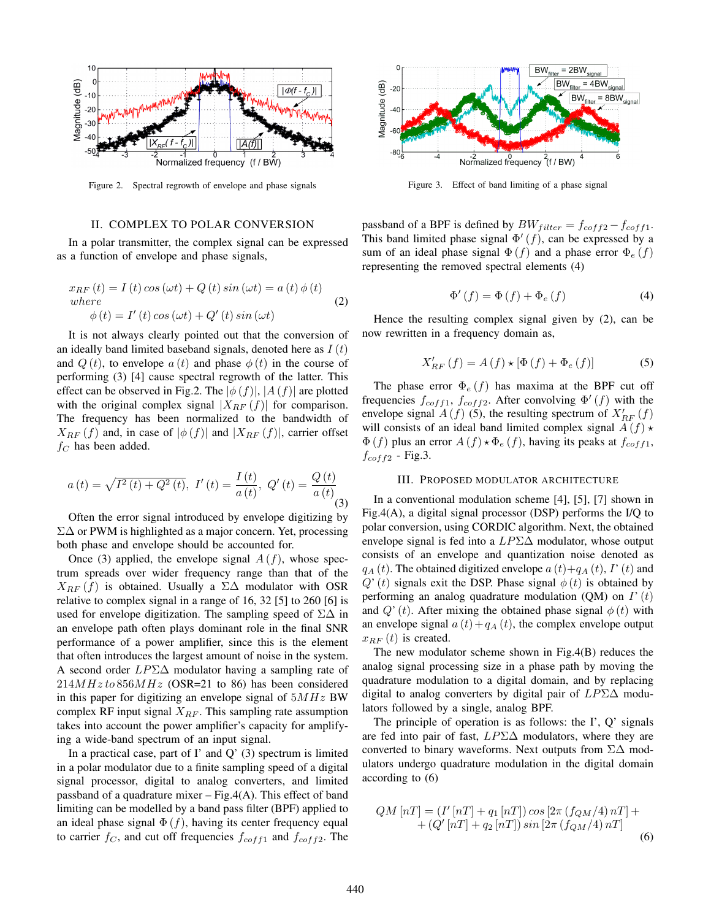Figure 2. Spectral regrowth of envelope and phase signals

Figure 3. Effect of band limiting of a phase signal

## II. COMPLEX TO POLAR CONVERSION

In a polar transmitter, the complex signal can be expressed as a function of envelope and phase signals,

$$
\begin{aligned}
&x_{RF}(t) = I(t)\cos(\omega t) + Q(t)\sin(\omega t) = a(t)\,\phi(t) \\
&where \\
&\quad \phi(t) = I'(t)\cos(\omega t) + Q'(t)\sin(\omega t)
\end{aligned} \tag{2}
$$

It is not always clearly pointed out that the conversion of an ideally band limited baseband signals, denoted here as $I(t)$ and $Q(t)$, to envelope $a(t)$ and phase $\phi(t)$ in the course of performing (3) [4] cause spectral regrowth of the latter. This effect can be observed in Fig.2. The $|\phi(f)|$, $|A(f)|$ are plotted with the original complex signal $|X_{RF}(f)|$ for comparison. The frequency has been normalized to the bandwidth of $X_{RF}(f)$ and, in case of $|\phi(f)|$ and $|X_{RF}(f)|$, carrier offset $f_C$ has been added.

$$
a(t) = \sqrt{I^2(t) + Q^2(t)},\ I'(t) = \frac{I(t)}{a(t)},\ Q'(t) = \frac{Q(t)}{a(t)} \tag{3}
$$

Often the error signal introduced by envelope digitizing by $\Sigma\Delta$ or PWM is highlighted as a major concern. Yet, processing both phase and envelope should be accounted for.

Once (3) applied, the envelope signal $A(f)$, whose spectrum spreads over wider frequency range than that of the $X_{RF}(f)$ is obtained. Usually a $\Sigma\Delta$ modulator with OSR relative to complex signal in a range of 16, 32 [5] to 260 [6] is used for envelope digitization. The sampling speed of $\Sigma\Delta$ in an envelope path often plays dominant role in the final SNR performance of a power amplifier, since this is the element that often introduces the largest amount of noise in the system. A second order $LP\Sigma\Delta$ modulator having a sampling rate of $214MHz\,to\,856MHz$ (OSR=21 to 86) has been considered in this paper for digitizing an envelope signal of $5MHz$ BW complex RF input signal $X_{RF}$. This sampling rate assumption takes into account the power amplifier's capacity for amplifying a wide-band spectrum of an input signal.

In a practical case, part of I' and Q' (3) spectrum is limited in a polar modulator due to a finite sampling speed of a digital signal processor, digital to analog converters, and limited passband of a quadrature mixer – Fig.4(A). This effect of band limiting can be modelled by a band pass filter (BPF) applied to an ideal phase signal $\Phi(f)$, having its center frequency equal to carrier $f_C$, and cut off frequencies $f_{coff1}$ and $f_{coff2}$. The passband of a BPF is defined by $BW_{filter} = f_{coff2} - f_{coff1}$. This band limited phase signal $\Phi'(f)$, can be expressed by a sum of an ideal phase signal $\Phi(f)$ and a phase error $\Phi_e(f)$ representing the removed spectral elements (4)

$$
\Phi'(f) = \Phi(f) + \Phi_e(f) \tag{4}
$$

Hence the resulting complex signal given by (2), can be now rewritten in a frequency domain as,

$$
X'_{RF}(f) = A(f) \star [\Phi(f) + \Phi_e(f)] \tag{5}
$$

The phase error $\Phi_e(f)$ has maxima at the BPF cut off frequencies $f_{coff1}$, $f_{coff2}$. After convolving $\Phi'(f)$ with the envelope signal $A(f)$ (5), the resulting spectrum of $X'_{RF}(f)$ will consists of an ideal band limited complex signal $A(f) \star \Phi(f)$ plus an error $A(f) \star \Phi_e(f)$, having its peaks at $f_{coff1}$, $f_{coff2}$ - Fig.3.

## III. PROPOSED MODULATOR ARCHITECTURE

In a conventional modulation scheme [4], [5], [7] shown in Fig.4(A), a digital signal processor (DSP) performs the I/Q to polar conversion, using CORDIC algorithm. Next, the obtained envelope signal is fed into a $LP\Sigma\Delta$ modulator, whose output consists of an envelope and quantization noise denoted as $q_A(t)$. The obtained digitized envelope $a(t) + q_A(t)$, $I'(t)$ and $Q'(t)$ signals exit the DSP. Phase signal $\phi(t)$ is obtained by performing an analog quadrature modulation (QM) on $I'(t)$ and $Q'(t)$. After mixing the obtained phase signal $\phi(t)$ with an envelope signal $a(t) + q_A(t)$, the complex envelope output $x_{RF}(t)$ is created.

The new modulator scheme shown in Fig.4(B) reduces the analog signal processing size in a phase path by moving the quadrature modulation to a digital domain, and by replacing digital to analog converters by digital pair of $LP\Sigma\Delta$ modulators followed by a single, analog BPF.

The principle of operation is as follows: the I', Q' signals are fed into pair of fast, $LP\Sigma\Delta$ modulators, where they are converted to binary waveforms. Next outputs from $\Sigma\Delta$ modulators undergo quadrature modulation in the digital domain according to (6)

$$
\begin{aligned}
QM[nT] = &(I'[nT] + q_1[nT])\cos[2\pi(f_{QM}/4)nT] + \\
&+ (Q'[nT] + q_2[nT])\sin[2\pi(f_{QM}/4)nT]
\end{aligned} \tag{6}
$$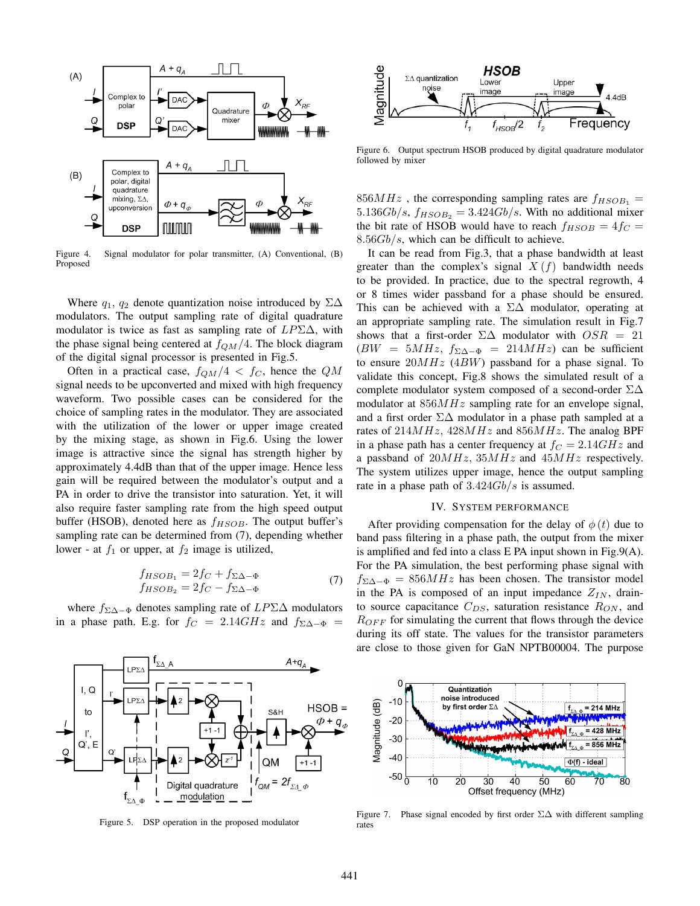Figure 4. Signal modulator for polar transmitter, (A) Conventional, (B) Proposed

Where $q_1$, $q_2$ denote quantization noise introduced by $\Sigma\Delta$ modulators. The output sampling rate of digital quadrature modulator is twice as fast as sampling rate of $LP\Sigma\Delta$, with the phase signal being centered at $f_{QM}/4$. The block diagram of the digital signal processor is presented in Fig.5.

Often in a practical case, $f_{QM}/4 < f_C$, hence the $QM$ signal needs to be upconverted and mixed with high frequency waveform. Two possible cases can be considered for the choice of sampling rates in the modulator. They are associated with the utilization of the lower or upper image created by the mixing stage, as shown in Fig.6. Using the lower image is attractive since the signal has strength higher by approximately 4.4dB than that of the upper image. Hence less gain will be required between the modulator's output and a PA in order to drive the transistor into saturation. Yet, it will also require faster sampling rate from the high speed output buffer (HSOB), denoted here as $f_{HSOB}$. The output buffer's sampling rate can be determined from (7), depending whether lower - at $f_1$ or upper, at $f_2$ image is utilized,

$$
\begin{aligned}
f_{HSOB_1} &= 2f_C + f_{\Sigma\Delta-\Phi} \\
f_{HSOB_2} &= 2f_C - f_{\Sigma\Delta-\Phi}
\end{aligned} \tag{7}
$$

where $f_{\Sigma\Delta-\Phi}$ denotes sampling rate of $LP\Sigma\Delta$ modulators in a phase path. E.g. for $f_C = 2.14GHz$ and $f_{\Sigma\Delta-\Phi} = 856MHz$, the corresponding sampling rates are $f_{HSOB_1} = 5.136Gb/s$, $f_{HSOB_2} = 3.424Gb/s$. With no additional mixer the bit rate of HSOB would have to reach $f_{HSOB} = 4f_C = 8.56Gb/s$, which can be difficult to achieve.

Figure 5. DSP operation in the proposed modulator

Figure 6. Output spectrum HSOB produced by digital quadrature modulator followed by mixer

It can be read from Fig.3, that a phase bandwidth at least greater than the complex's signal $X(f)$ bandwidth needs to be provided. In practice, due to the spectral regrowth, 4 or 8 times wider passband for a phase should be ensured. This can be achieved with a $\Sigma\Delta$ modulator, operating at an appropriate sampling rate. The simulation result in Fig.7 shows that a first-order $\Sigma\Delta$ modulator with $OSR = 21$ ($BW = 5MHz$, $f_{\Sigma\Delta-\Phi} = 214MHz$) can be sufficient to ensure $20MHz$ ($4BW$) passband for a phase signal. To validate this concept, Fig.8 shows the simulated result of a complete modulator system composed of a second-order $\Sigma\Delta$ modulator at $856MHz$ sampling rate for an envelope signal, and a first order $\Sigma\Delta$ modulator in a phase path sampled at a rates of $214MHz$, $428MHz$ and $856MHz$. The analog BPF in a phase path has a center frequency at $f_C = 2.14GHz$ and a passband of $20MHz$, $35MHz$ and $45MHz$ respectively. The system utilizes upper image, hence the output sampling rate in a phase path of $3.424Gb/s$ is assumed.

## IV. System Performance

After providing compensation for the delay of $\phi(t)$ due to band pass filtering in a phase path, the output from the mixer is amplified and fed into a class E PA input shown in Fig.9(A). For the PA simulation, the best performing phase signal with $f_{\Sigma\Delta-\Phi} = 856MHz$ has been chosen. The transistor model in the PA is composed of an input impedance $Z_{IN}$, drain-to source capacitance $C_{DS}$, saturation resistance $R_{ON}$, and $R_{OFF}$ for simulating the current that flows through the device during its off state. The values for the transistor parameters are close to those given for GaN NPTB00004. The purpose

Figure 7. Phase signal encoded by first order $\Sigma\Delta$ with different sampling rates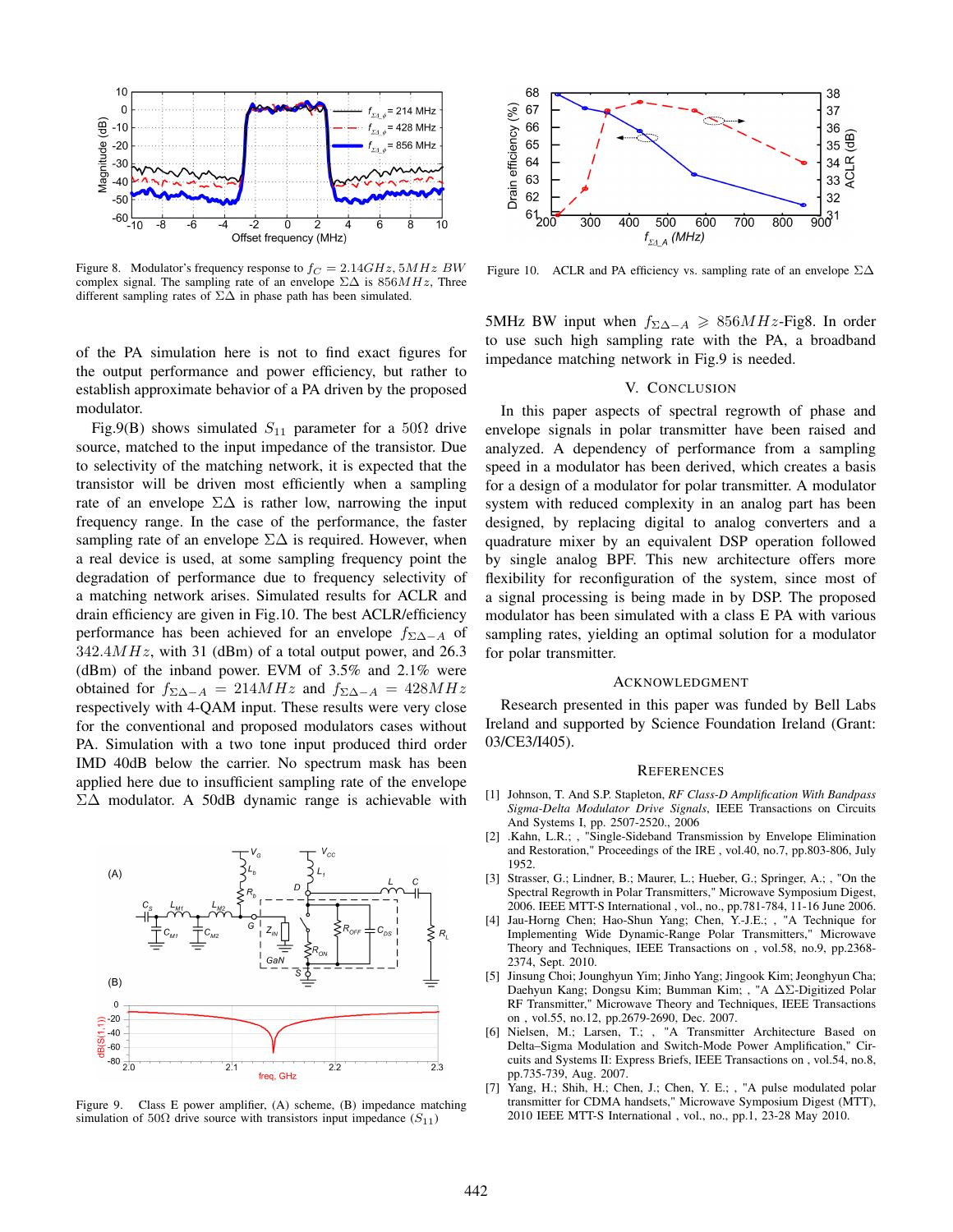10
0
-10
-20
-30
-40
-50
-60
Magnitude (dB)
-10 -8 -6 -4 -2 0 2 4 6 8 10
Offset frequency (MHz)
$f_{\Sigma\Delta\_\phi}$ = 214 MHz
$f_{\Sigma\Delta\_\phi}$ = 428 MHz
$f_{\Sigma\Delta\_\phi}$ = 856 MHz

Figure 8. Modulator's frequency response to $f_C = 2.14GHz, 5MHz\ BW$ complex signal. The sampling rate of an envelope ΣΔ is $856MHz$, Three different sampling rates of ΣΔ in phase path has been simulated.

of the PA simulation here is not to find exact figures for the output performance and power efficiency, but rather to establish approximate behavior of a PA driven by the proposed modulator.

Fig.9(B) shows simulated $S_{11}$ parameter for a $50\Omega$ drive source, matched to the input impedance of the transistor. Due to selectivity of the matching network, it is expected that the transistor will be driven most efficiently when a sampling rate of an envelope ΣΔ is rather low, narrowing the input frequency range. In the case of the performance, the faster sampling rate of an envelope ΣΔ is required. However, when a real device is used, at some sampling frequency point the degradation of performance due to frequency selectivity of a matching network arises. Simulated results for ACLR and drain efficiency are given in Fig.10. The best ACLR/efficiency performance has been achieved for an envelope $f_{\Sigma\Delta-A}$ of $342.4MHz$, with 31 (dBm) of a total output power, and 26.3 (dBm) of the inband power. EVM of 3.5% and 2.1% were obtained for $f_{\Sigma\Delta-A} = 214MHz$ and $f_{\Sigma\Delta-A} = 428MHz$ respectively with 4-QAM input. These results were very close for the conventional and proposed modulators cases without PA. Simulation with a two tone input produced third order IMD 40dB below the carrier. No spectrum mask has been applied here due to insufficient sampling rate of the envelope ΣΔ modulator. A 50dB dynamic range is achievable with

(A)
$V_G$ $L_b$ $R_b$ $V_{CC}$ $L_1$ D L C $C_S$ $L_{M1}$ $L_{M2}$ $C_{M1}$ $C_{M2}$ G $Z_{IN}$ $R_{OFF}$ $C_{DS}$ $R_L$ $R_{ON}$ GaN S
(B)
0
-20
-40
-60
-80
dB(S(1,1))
2.0 2.1 2.2 2.3
freq, GHz

Figure 9. Class E power amplifier, (A) scheme, (B) impedance matching simulation of $50\Omega$ drive source with transistors input impedance ($S_{11}$)

68
67
66
65
64
63
62
61
Drain efficiency (%)
200 300 400 500 600 700 800 900
$f_{\Sigma\Delta\_A}$ (MHz)
38
37
36
35
34
33
32
31
ACLR (dB)

Figure 10. ACLR and PA efficiency vs. sampling rate of an envelope ΣΔ

5MHz BW input when $f_{\Sigma\Delta-A} \geqslant 856MHz$-Fig8. In order to use such high sampling rate with the PA, a broadband impedance matching network in Fig.9 is needed.

## V. Conclusion

In this paper aspects of spectral regrowth of phase and envelope signals in polar transmitter have been raised and analyzed. A dependency of performance from a sampling speed in a modulator has been derived, which creates a basis for a design of a modulator for polar transmitter. A modulator system with reduced complexity in an analog part has been designed, by replacing digital to analog converters and a quadrature mixer by an equivalent DSP operation followed by single analog BPF. This new architecture offers more flexibility for reconfiguration of the system, since most of a signal processing is being made in by DSP. The proposed modulator has been simulated with a class E PA with various sampling rates, yielding an optimal solution for a modulator for polar transmitter.

## Acknowledgment

Research presented in this paper was funded by Bell Labs Ireland and supported by Science Foundation Ireland (Grant: 03/CE3/I405).

## References

[1] Johnson, T. And S.P. Stapleton, *RF Class-D Amplification With Bandpass Sigma-Delta Modulator Drive Signals*, IEEE Transactions on Circuits And Systems I, pp. 2507-2520., 2006

[2] .Kahn, L.R.; , "Single-Sideband Transmission by Envelope Elimination and Restoration," Proceedings of the IRE , vol.40, no.7, pp.803-806, July 1952.

[3] Strasser, G.; Lindner, B.; Maurer, L.; Hueber, G.; Springer, A.; , "On the Spectral Regrowth in Polar Transmitters," Microwave Symposium Digest, 2006. IEEE MTT-S International , vol., no., pp.781-784, 11-16 June 2006.

[4] Jau-Horng Chen; Hao-Shun Yang; Chen, Y.-J.E.; , "A Technique for Implementing Wide Dynamic-Range Polar Transmitters," Microwave Theory and Techniques, IEEE Transactions on , vol.58, no.9, pp.2368-2374, Sept. 2010.

[5] Jinsung Choi; Jounghyun Yim; Jinho Yang; Jingook Kim; Jeonghyun Cha; Daehyun Kang; Dongsu Kim; Bumman Kim; , "A ΔΣ-Digitized Polar RF Transmitter," Microwave Theory and Techniques, IEEE Transactions on , vol.55, no.12, pp.2679-2690, Dec. 2007.

[6] Nielsen, M.; Larsen, T.; , "A Transmitter Architecture Based on Delta–Sigma Modulation and Switch-Mode Power Amplification," Circuits and Systems II: Express Briefs, IEEE Transactions on , vol.54, no.8, pp.735-739, Aug. 2007.

[7] Yang, H.; Shih, H.; Chen, J.; Chen, Y. E.; , "A pulse modulated polar transmitter for CDMA handsets," Microwave Symposium Digest (MTT), 2010 IEEE MTT-S International , vol., no., pp.1, 23-28 May 2010.